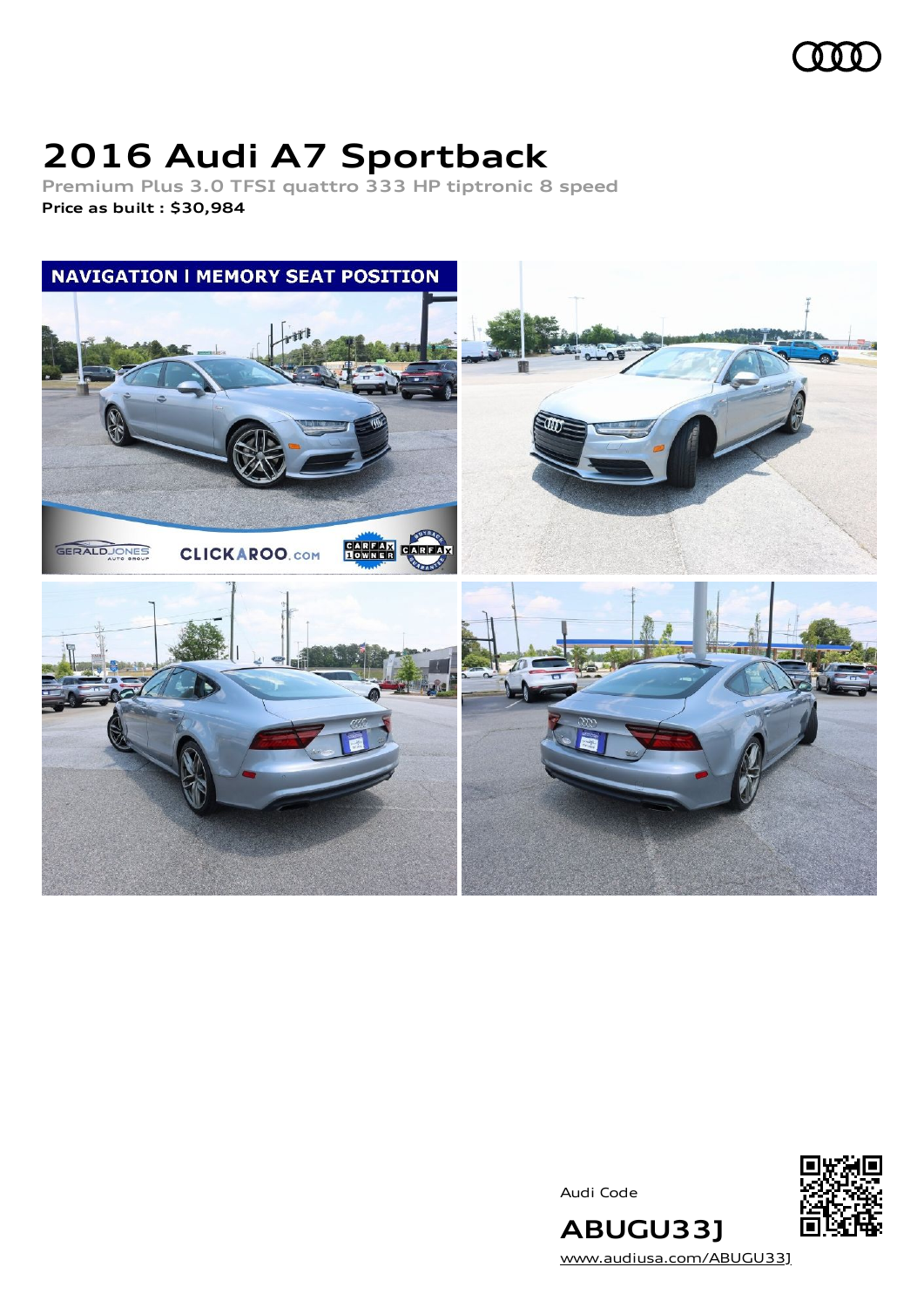# 2016 Audi A7 Sportback

Premium Plus 3.0 TFSI quattro 333 HP tiptronic 8 speed

**Price as built : $30,984**

NAVIGATION | MEMORY SEAT POSITION

Audi Code

**ABUGU33J**

www.audiusa.com/ABUGU33J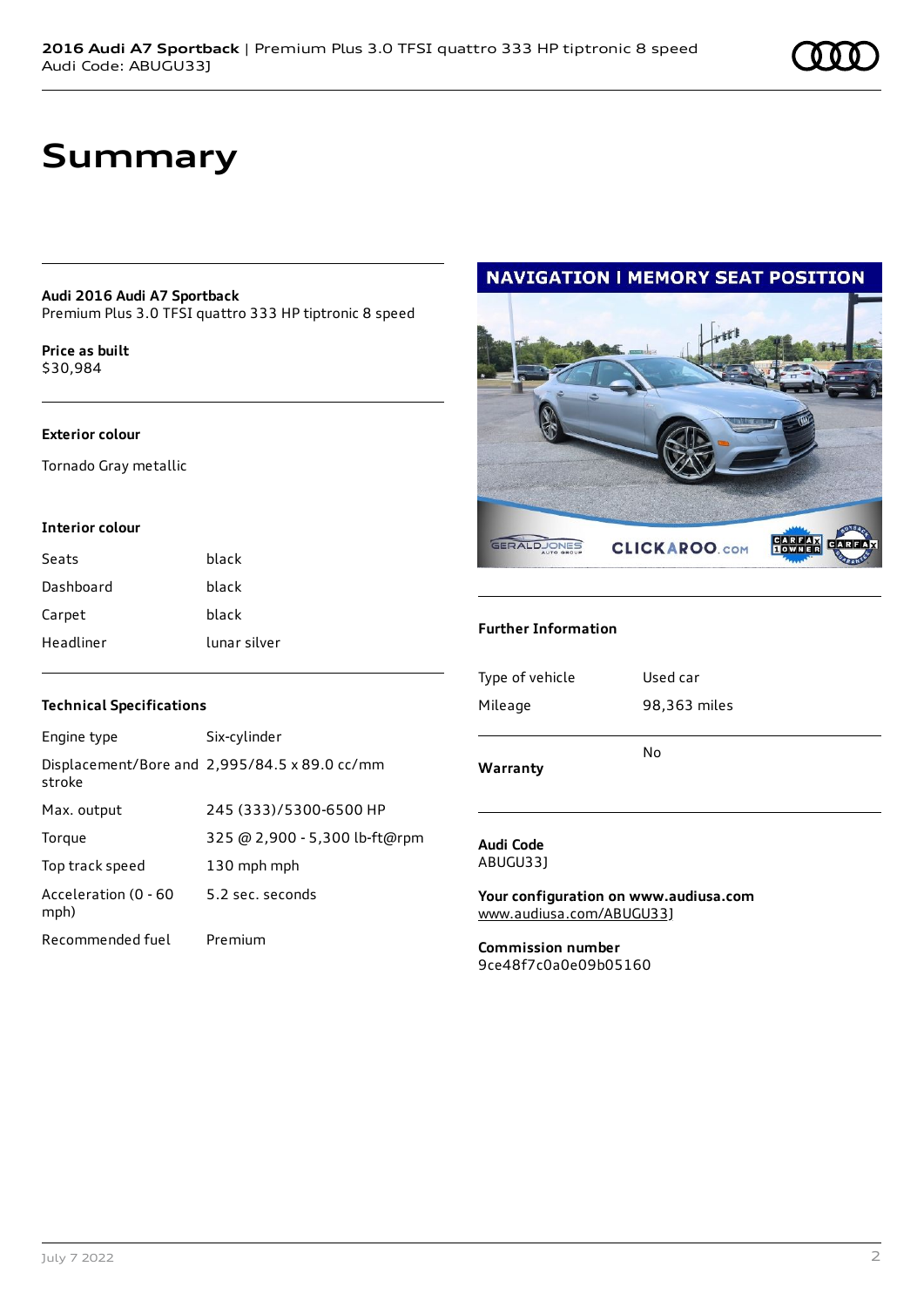# Summary

**Audi 2016 Audi A7 Sportback**
Premium Plus 3.0 TFSI quattro 333 HP tiptronic 8 speed

**Price as built**
$30,984

### Exterior colour

Tornado Gray metallic

### Interior colour

| | |
|---|---|
| Seats | black |
| Dashboard | black |
| Carpet | black |
| Headliner | lunar silver |

### Technical Specifications

| | |
|---|---|
| Engine type | Six-cylinder |
| Displacement/Bore and stroke | 2,995/84.5 x 89.0 cc/mm |
| Max. output | 245 (333)/5300-6500 HP |
| Torque | 325 @ 2,900 - 5,300 lb-ft@rpm |
| Top track speed | 130 mph mph |
| Acceleration (0 - 60 mph) | 5.2 sec. seconds |
| Recommended fuel | Premium |

### Further Information

| | |
|---|---|
| Type of vehicle | Used car |
| Mileage | 98,363 miles |
| **Warranty** | No |

**Audi Code**
ABUGU33J

**Your configuration on www.audiusa.com**
www.audiusa.com/ABUGU33J

**Commission number**
9ce48f7c0a0e09b05160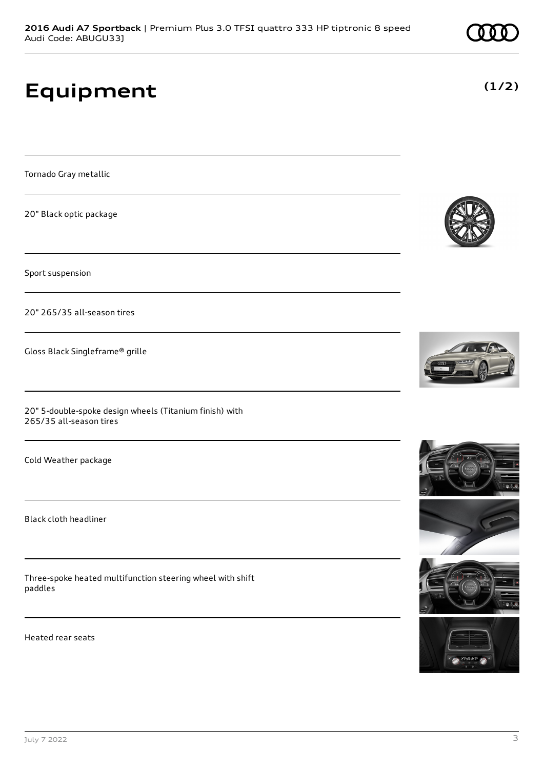# Equipment

**(1/2)**

Tornado Gray metallic

20" Black optic package

Sport suspension

20" 265/35 all-season tires

Gloss Black Singleframe® grille

20" 5-double-spoke design wheels (Titanium finish) with 265/35 all-season tires

Cold Weather package

Black cloth headliner

Three-spoke heated multifunction steering wheel with shift paddles

Heated rear seats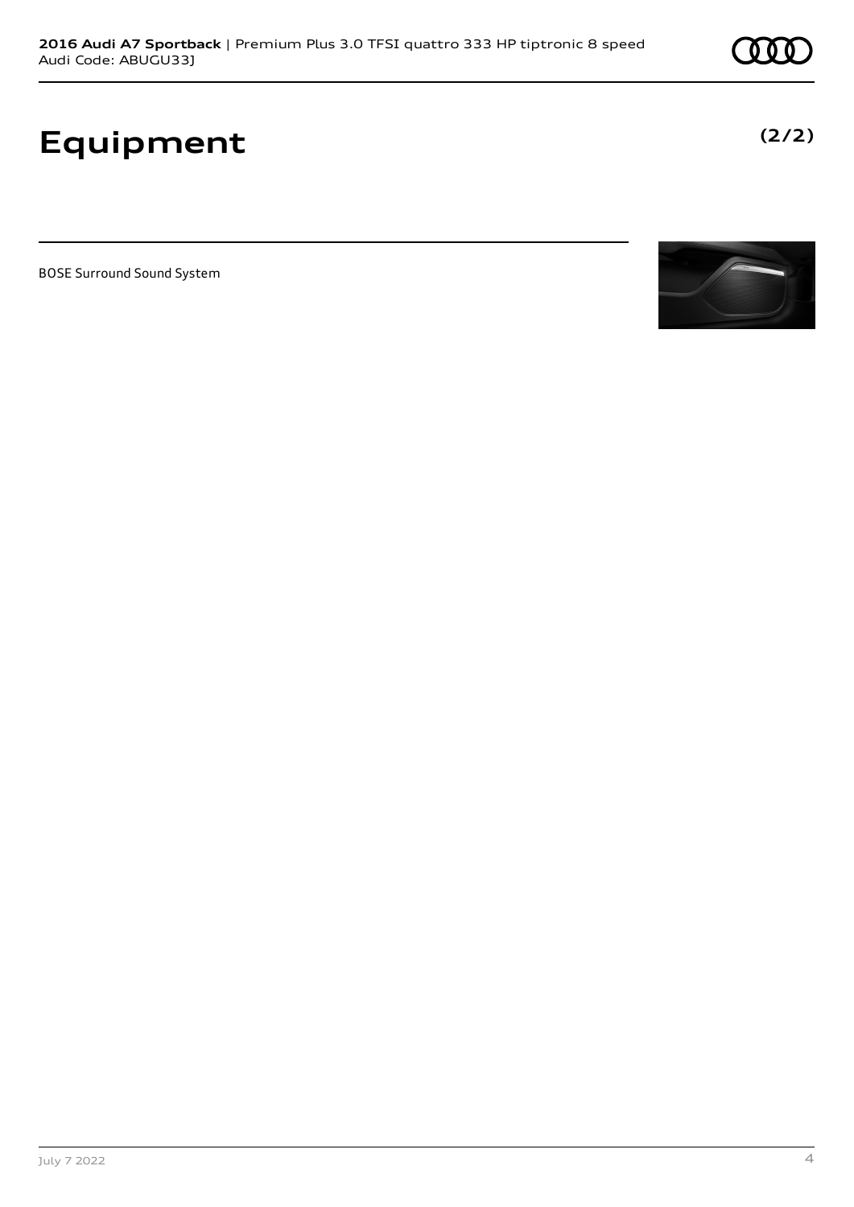# Equipment

**(2/2)**

BOSE Surround Sound System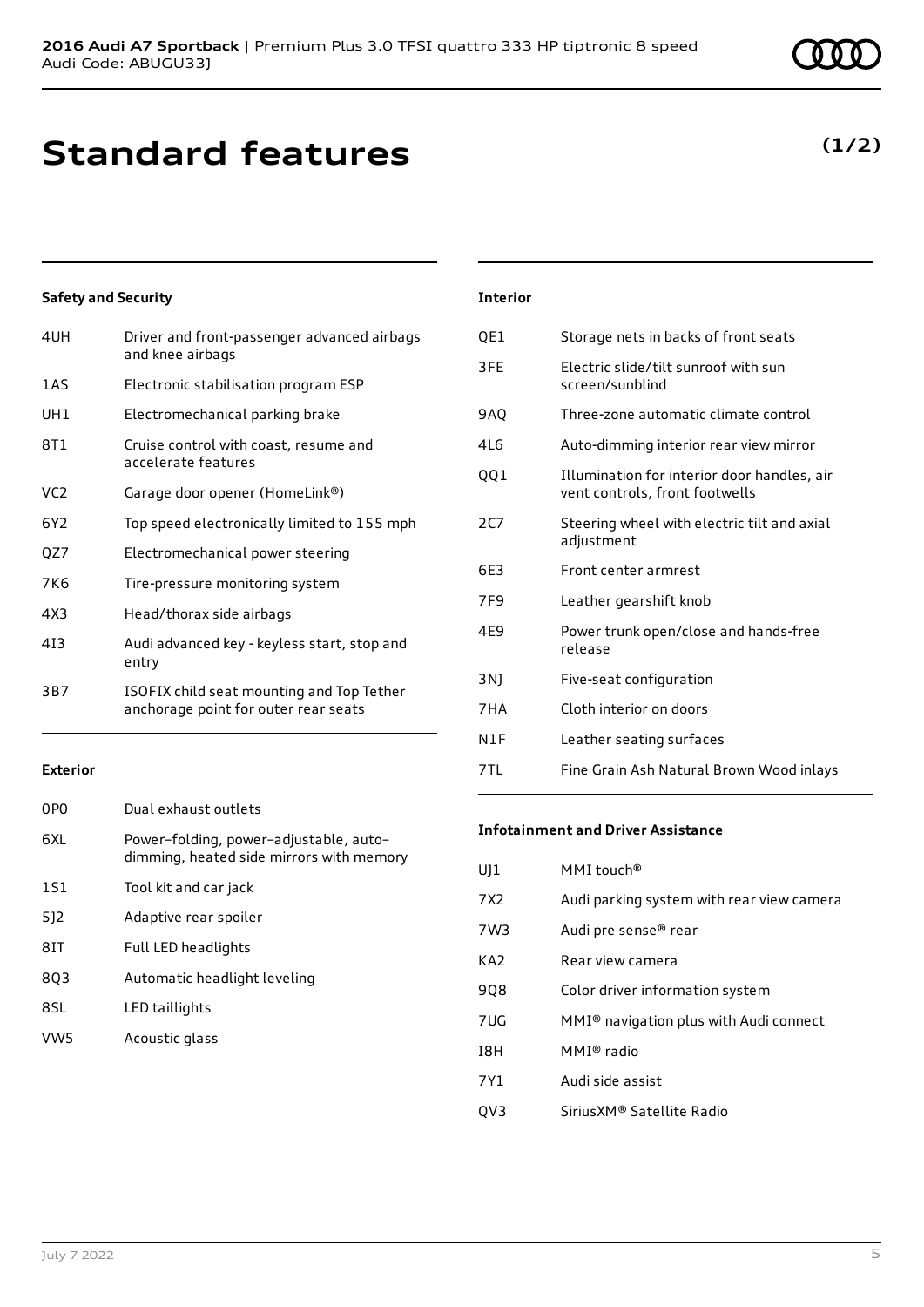# Standard features

**(1/2)**

### Safety and Security

| | |
|---|---|
| 4UH | Driver and front-passenger advanced airbags and knee airbags |
| 1AS | Electronic stabilisation program ESP |
| UH1 | Electromechanical parking brake |
| 8T1 | Cruise control with coast, resume and accelerate features |
| VC2 | Garage door opener (HomeLink®) |
| 6Y2 | Top speed electronically limited to 155 mph |
| QZ7 | Electromechanical power steering |
| 7K6 | Tire-pressure monitoring system |
| 4X3 | Head/thorax side airbags |
| 4I3 | Audi advanced key - keyless start, stop and entry |
| 3B7 | ISOFIX child seat mounting and Top Tether anchorage point for outer rear seats |

### Exterior

| | |
|---|---|
| 0P0 | Dual exhaust outlets |
| 6XL | Power–folding, power–adjustable, auto–dimming, heated side mirrors with memory |
| 1S1 | Tool kit and car jack |
| 5J2 | Adaptive rear spoiler |
| 8IT | Full LED headlights |
| 8Q3 | Automatic headlight leveling |
| 8SL | LED taillights |
| VW5 | Acoustic glass |

### Interior

| | |
|---|---|
| QE1 | Storage nets in backs of front seats |
| 3FE | Electric slide/tilt sunroof with sun screen/sunblind |
| 9AQ | Three-zone automatic climate control |
| 4L6 | Auto-dimming interior rear view mirror |
| QQ1 | Illumination for interior door handles, air vent controls, front footwells |
| 2C7 | Steering wheel with electric tilt and axial adjustment |
| 6E3 | Front center armrest |
| 7F9 | Leather gearshift knob |
| 4E9 | Power trunk open/close and hands-free release |
| 3NJ | Five-seat configuration |
| 7HA | Cloth interior on doors |
| N1F | Leather seating surfaces |
| 7TL | Fine Grain Ash Natural Brown Wood inlays |

### Infotainment and Driver Assistance

| | |
|---|---|
| UJ1 | MMI touch® |
| 7X2 | Audi parking system with rear view camera |
| 7W3 | Audi pre sense® rear |
| KA2 | Rear view camera |
| 9Q8 | Color driver information system |
| 7UG | MMI® navigation plus with Audi connect |
| I8H | MMI® radio |
| 7Y1 | Audi side assist |
| QV3 | SiriusXM® Satellite Radio |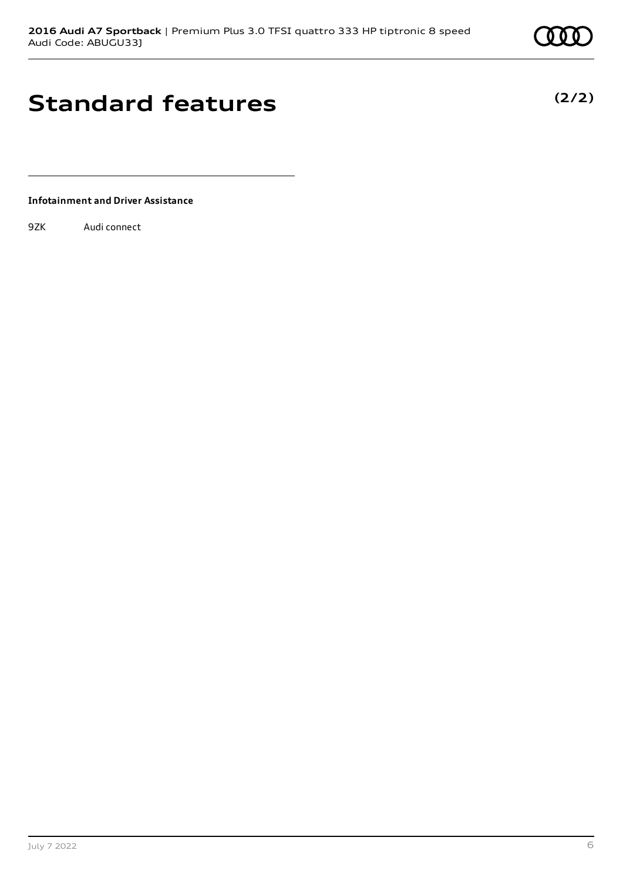# Standard features

**(2/2)**

**Infotainment and Driver Assistance**

| | |
|---|---|
| 9ZK | Audi connect |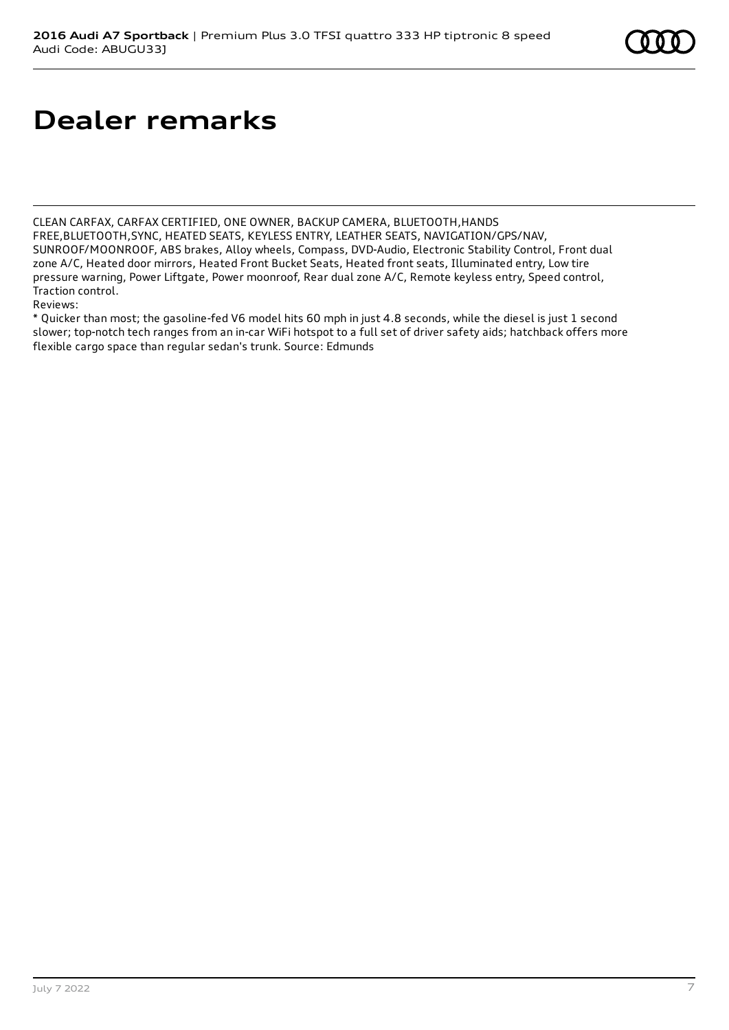# Dealer remarks

CLEAN CARFAX, CARFAX CERTIFIED, ONE OWNER, BACKUP CAMERA, BLUETOOTH,HANDS FREE,BLUETOOTH,SYNC, HEATED SEATS, KEYLESS ENTRY, LEATHER SEATS, NAVIGATION/GPS/NAV, SUNROOF/MOONROOF, ABS brakes, Alloy wheels, Compass, DVD-Audio, Electronic Stability Control, Front dual zone A/C, Heated door mirrors, Heated Front Bucket Seats, Heated front seats, Illuminated entry, Low tire pressure warning, Power Liftgate, Power moonroof, Rear dual zone A/C, Remote keyless entry, Speed control, Traction control.

Reviews:

* Quicker than most; the gasoline-fed V6 model hits 60 mph in just 4.8 seconds, while the diesel is just 1 second slower; top-notch tech ranges from an in-car WiFi hotspot to a full set of driver safety aids; hatchback offers more flexible cargo space than regular sedan's trunk. Source: Edmunds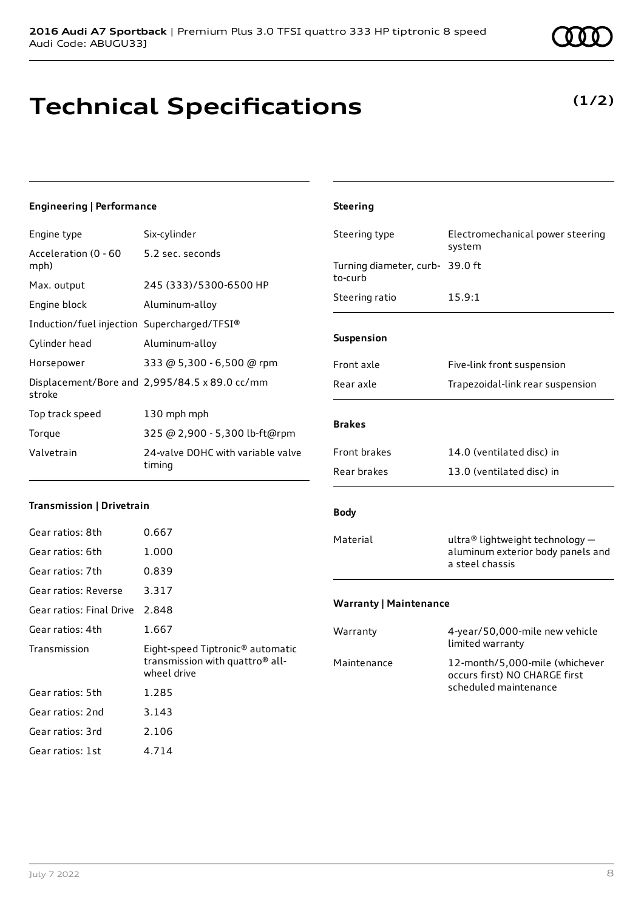# Technical Specifications

**(1/2)**

### Engineering | Performance

| | |
|---|---|
| Engine type | Six-cylinder |
| Acceleration (0 - 60 mph) | 5.2 sec. seconds |
| Max. output | 245 (333)/5300-6500 HP |
| Engine block | Aluminum-alloy |
| Induction/fuel injection | Supercharged/TFSI® |
| Cylinder head | Aluminum-alloy |
| Horsepower | 333 @ 5,300 - 6,500 @ rpm |
| Displacement/Bore and stroke | 2,995/84.5 x 89.0 cc/mm |
| Top track speed | 130 mph mph |
| Torque | 325 @ 2,900 - 5,300 lb-ft@rpm |
| Valvetrain | 24-valve DOHC with variable valve timing |

### Transmission | Drivetrain

| | |
|---|---|
| Gear ratios: 8th | 0.667 |
| Gear ratios: 6th | 1.000 |
| Gear ratios: 7th | 0.839 |
| Gear ratios: Reverse | 3.317 |
| Gear ratios: Final Drive | 2.848 |
| Gear ratios: 4th | 1.667 |
| Transmission | Eight-speed Tiptronic® automatic transmission with quattro® all-wheel drive |
| Gear ratios: 5th | 1.285 |
| Gear ratios: 2nd | 3.143 |
| Gear ratios: 3rd | 2.106 |
| Gear ratios: 1st | 4.714 |

### Steering

| | |
|---|---|
| Steering type | Electromechanical power steering system |
| Turning diameter, curb-to-curb | 39.0 ft |
| Steering ratio | 15.9:1 |

### Suspension

| | |
|---|---|
| Front axle | Five-link front suspension |
| Rear axle | Trapezoidal-link rear suspension |

### Brakes

| | |
|---|---|
| Front brakes | 14.0 (ventilated disc) in |
| Rear brakes | 13.0 (ventilated disc) in |

### Body

| | |
|---|---|
| Material | ultra® lightweight technology — aluminum exterior body panels and a steel chassis |

### Warranty | Maintenance

| | |
|---|---|
| Warranty | 4-year/50,000-mile new vehicle limited warranty |
| Maintenance | 12-month/5,000-mile (whichever occurs first) NO CHARGE first scheduled maintenance |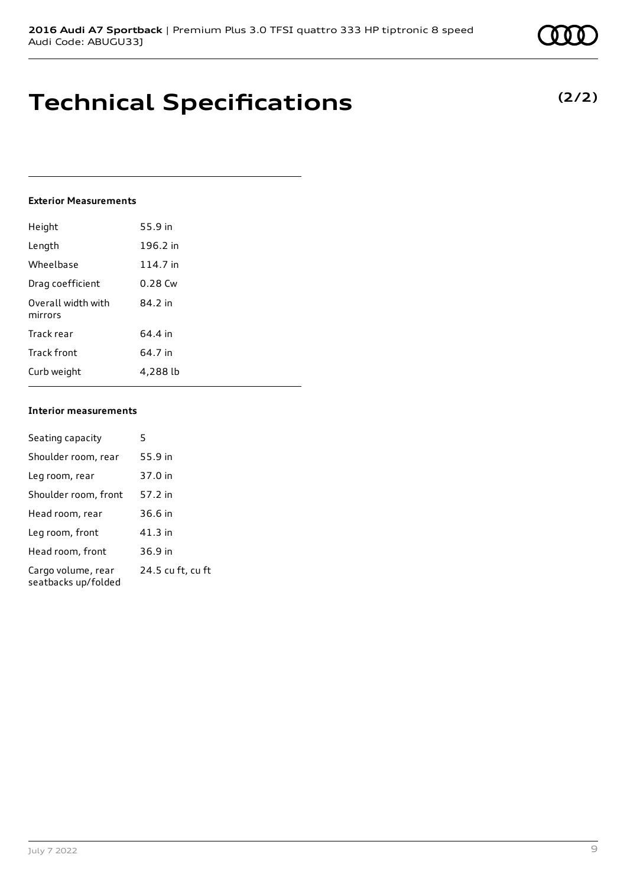# Technical Specifications

**(2/2)**

### Exterior Measurements

| | |
|---|---|
| Height | 55.9 in |
| Length | 196.2 in |
| Wheelbase | 114.7 in |
| Drag coefficient | 0.28 Cw |
| Overall width with mirrors | 84.2 in |
| Track rear | 64.4 in |
| Track front | 64.7 in |
| Curb weight | 4,288 lb |

### Interior measurements

| | |
|---|---|
| Seating capacity | 5 |
| Shoulder room, rear | 55.9 in |
| Leg room, rear | 37.0 in |
| Shoulder room, front | 57.2 in |
| Head room, rear | 36.6 in |
| Leg room, front | 41.3 in |
| Head room, front | 36.9 in |
| Cargo volume, rear seatbacks up/folded | 24.5 cu ft, cu ft |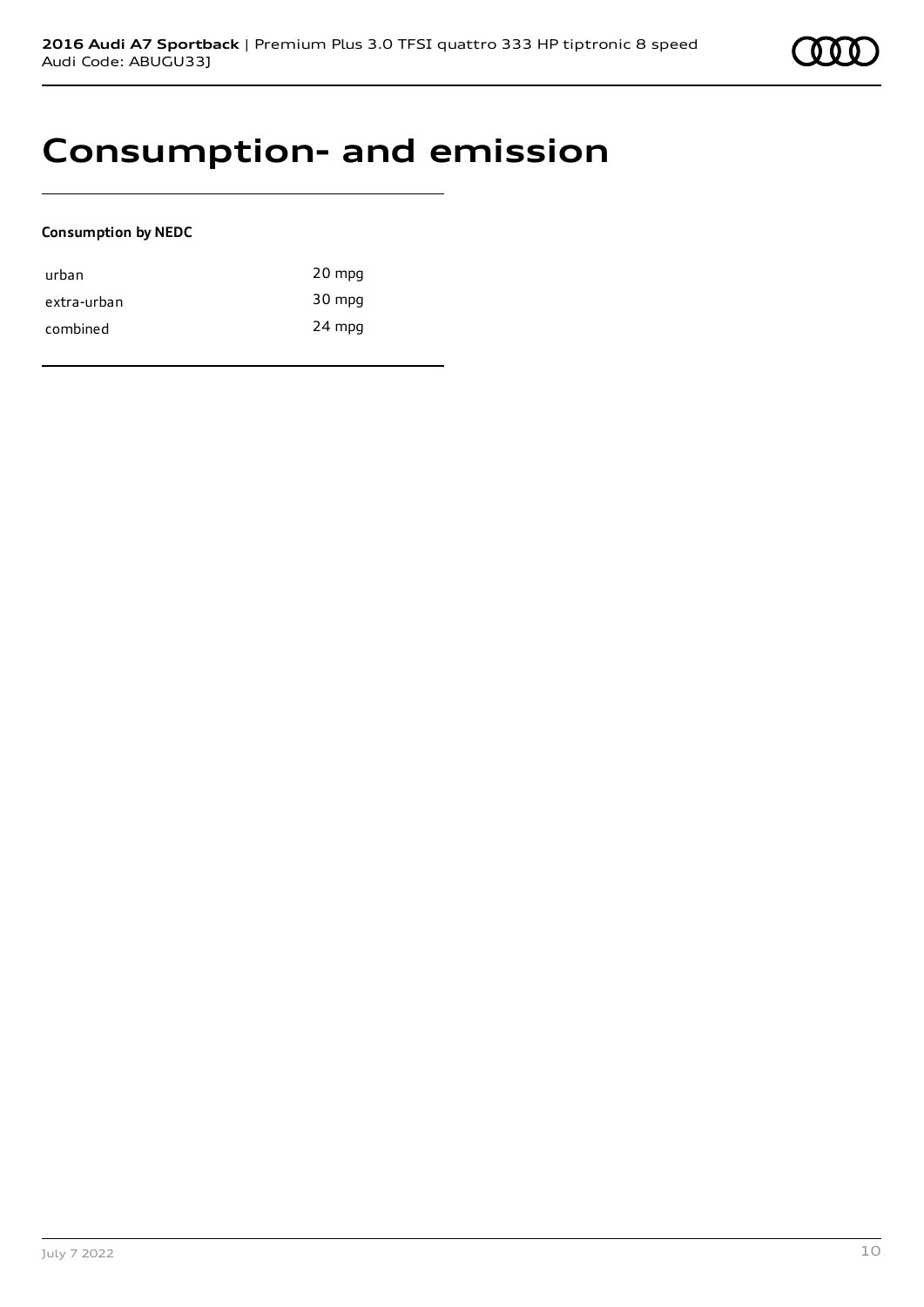# Consumption- and emission

**Consumption by NEDC**

| | |
|---|---|
| urban | 20 mpg |
| extra-urban | 30 mpg |
| combined | 24 mpg |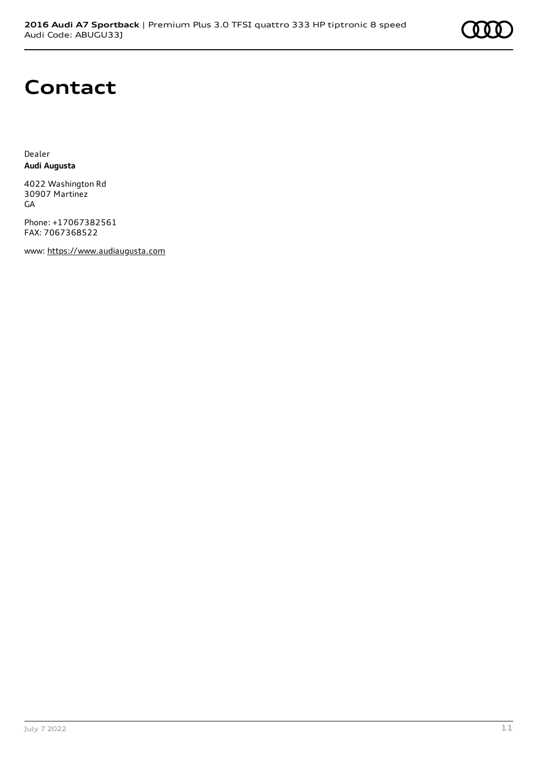# Contact

Dealer
**Audi Augusta**

4022 Washington Rd
30907 Martinez
GA

Phone: +17067382561
FAX: 7067368522

www: https://www.audiaugusta.com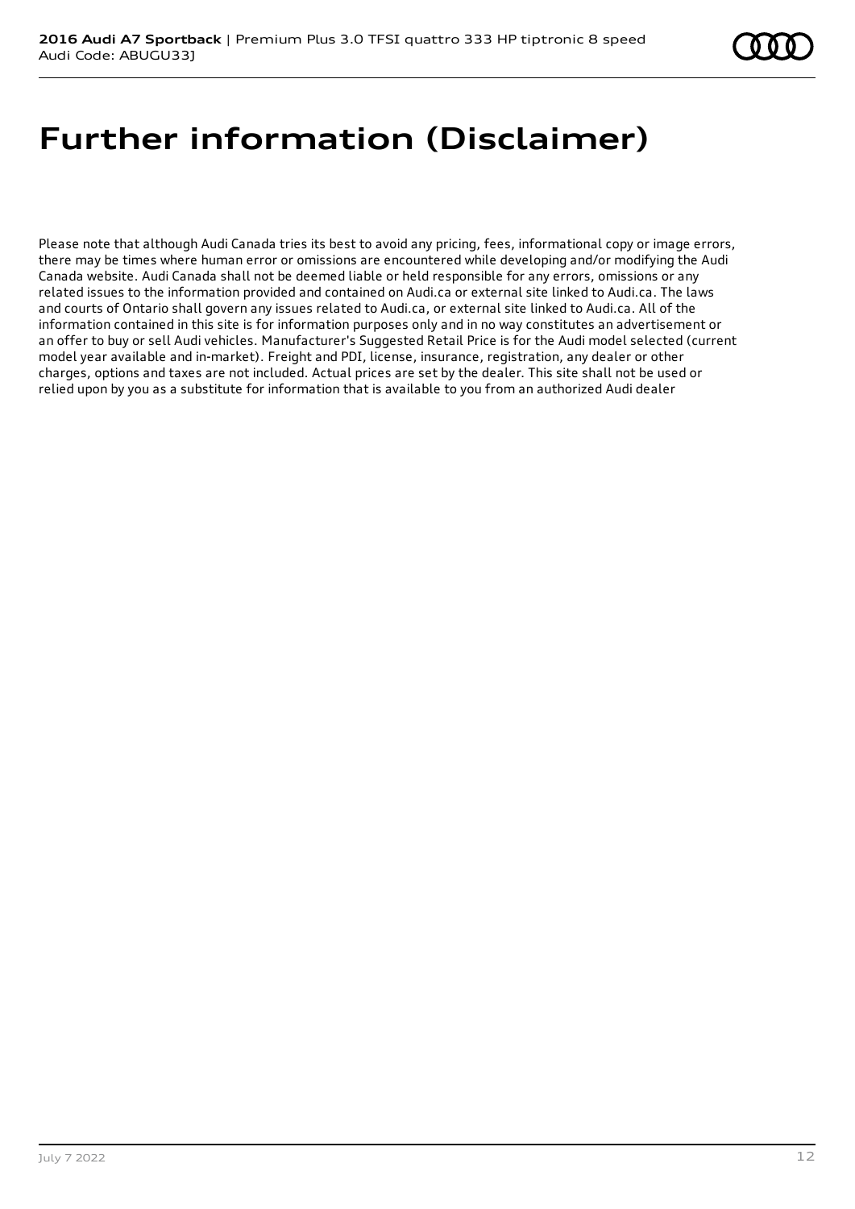# Further information (Disclaimer)

Please note that although Audi Canada tries its best to avoid any pricing, fees, informational copy or image errors, there may be times where human error or omissions are encountered while developing and/or modifying the Audi Canada website. Audi Canada shall not be deemed liable or held responsible for any errors, omissions or any related issues to the information provided and contained on Audi.ca or external site linked to Audi.ca. The laws and courts of Ontario shall govern any issues related to Audi.ca, or external site linked to Audi.ca. All of the information contained in this site is for information purposes only and in no way constitutes an advertisement or an offer to buy or sell Audi vehicles. Manufacturer's Suggested Retail Price is for the Audi model selected (current model year available and in-market). Freight and PDI, license, insurance, registration, any dealer or other charges, options and taxes are not included. Actual prices are set by the dealer. This site shall not be used or relied upon by you as a substitute for information that is available to you from an authorized Audi dealer